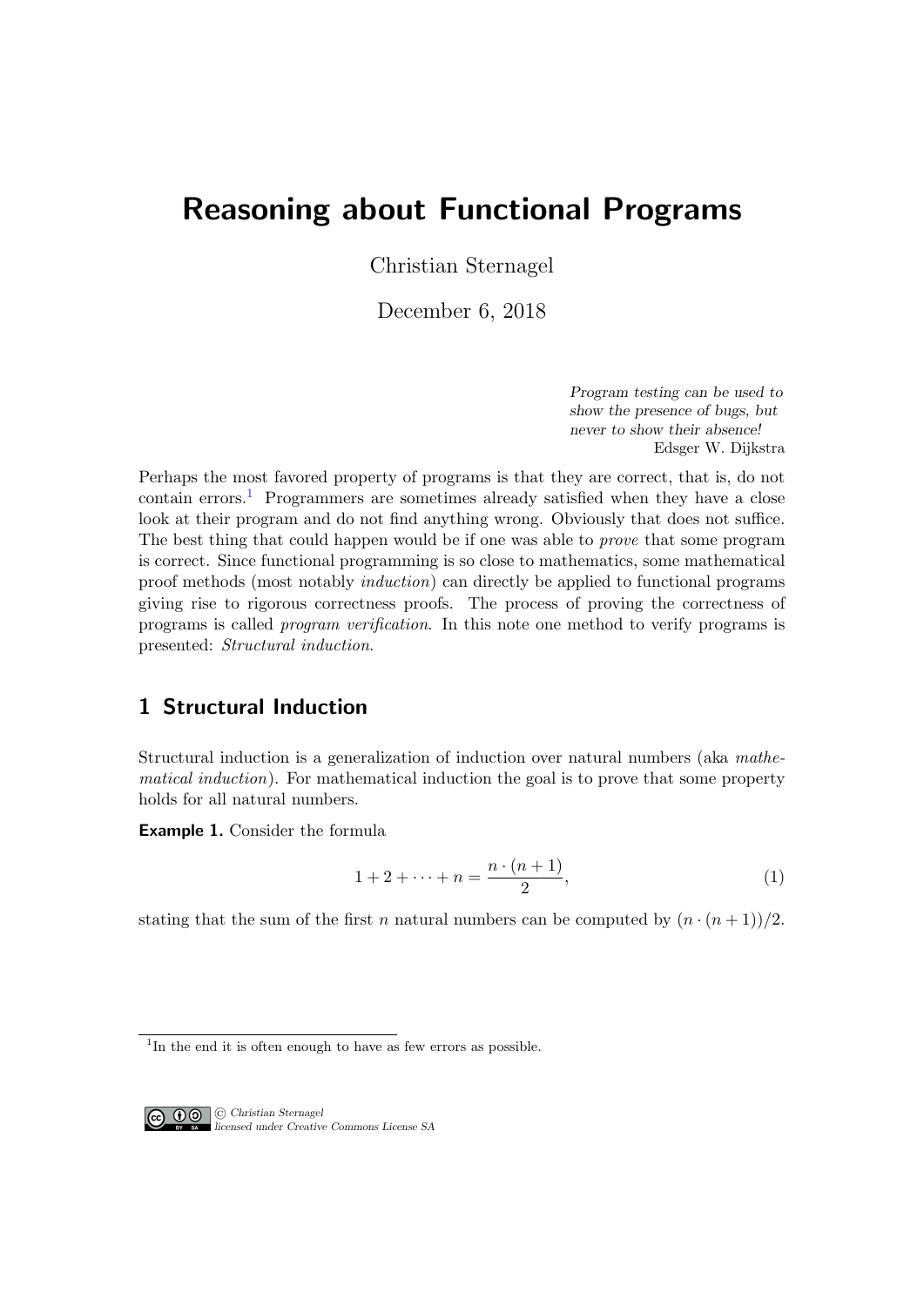# Reasoning about Functional Programs

Christian Sternagel

December 6, 2018

> *Program testing can be used to show the presence of bugs, but never to show their absence!*
>
> Edsger W. Dijkstra

Perhaps the most favored property of programs is that they are correct, that is, do not contain errors.[1] Programmers are sometimes already satisfied when they have a close look at their program and do not find anything wrong. Obviously that does not suffice. The best thing that could happen would be if one was able to *prove* that some program is correct. Since functional programming is so close to mathematics, some mathematical proof methods (most notably *induction*) can directly be applied to functional programs giving rise to rigorous correctness proofs. The process of proving the correctness of programs is called *program verification*. In this note one method to verify programs is presented: *Structural induction*.

## 1 Structural Induction

Structural induction is a generalization of induction over natural numbers (aka *mathematical induction*). For mathematical induction the goal is to prove that some property holds for all natural numbers.

**Example 1.** Consider the formula

$$1 + 2 + \cdots + n = \frac{n \cdot (n+1)}{2}, \tag{1}$$

stating that the sum of the first $n$ natural numbers can be computed by $(n \cdot (n+1))/2$.

[1] In the end it is often enough to have as few errors as possible.

© Christian Sternagel
*licensed under Creative Commons License SA*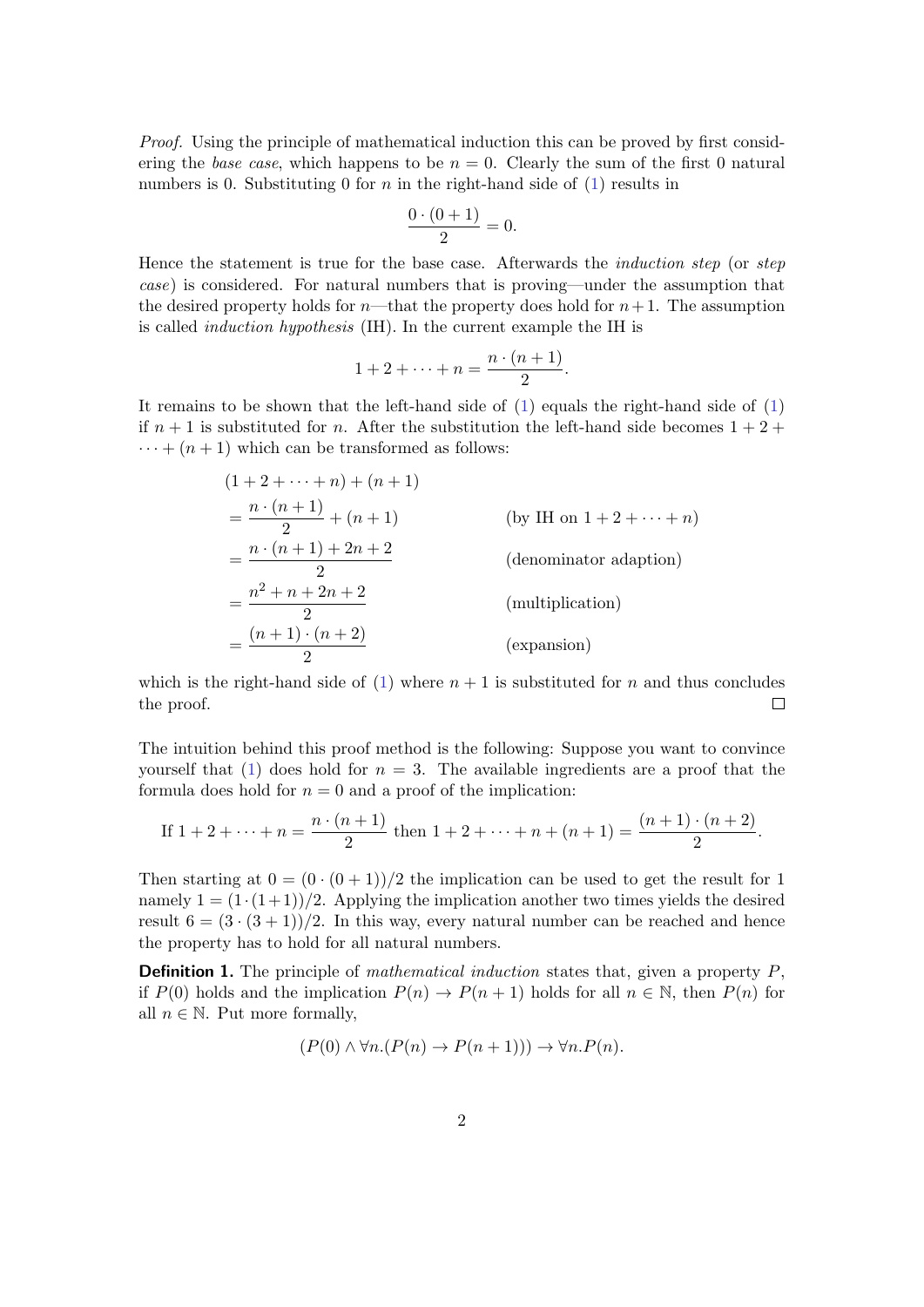*Proof.* Using the principle of mathematical induction this can be proved by first considering the *base case*, which happens to be $n = 0$. Clearly the sum of the first 0 natural numbers is 0. Substituting 0 for $n$ in the right-hand side of (1) results in

$$\frac{0 \cdot (0+1)}{2} = 0.$$

Hence the statement is true for the base case. Afterwards the *induction step* (or *step case*) is considered. For natural numbers that is proving—under the assumption that the desired property holds for $n$—that the property does hold for $n+1$. The assumption is called *induction hypothesis* (IH). In the current example the IH is

$$1 + 2 + \cdots + n = \frac{n \cdot (n+1)}{2}.$$

It remains to be shown that the left-hand side of (1) equals the right-hand side of (1) if $n+1$ is substituted for $n$. After the substitution the left-hand side becomes $1 + 2 + \cdots + (n+1)$ which can be transformed as follows:

$$\begin{aligned}
&(1 + 2 + \cdots + n) + (n+1) \\
&= \frac{n \cdot (n+1)}{2} + (n+1) && \text{(by IH on } 1 + 2 + \cdots + n\text{)} \\
&= \frac{n \cdot (n+1) + 2n + 2}{2} && \text{(denominator adaption)} \\
&= \frac{n^2 + n + 2n + 2}{2} && \text{(multiplication)} \\
&= \frac{(n+1) \cdot (n+2)}{2} && \text{(expansion)}
\end{aligned}$$

which is the right-hand side of (1) where $n+1$ is substituted for $n$ and thus concludes the proof. □

The intuition behind this proof method is the following: Suppose you want to convince yourself that (1) does hold for $n = 3$. The available ingredients are a proof that the formula does hold for $n = 0$ and a proof of the implication:

$$\text{If } 1 + 2 + \cdots + n = \frac{n \cdot (n+1)}{2} \text{ then } 1 + 2 + \cdots + n + (n+1) = \frac{(n+1) \cdot (n+2)}{2}.$$

Then starting at $0 = (0 \cdot (0+1))/2$ the implication can be used to get the result for 1 namely $1 = (1 \cdot (1+1))/2$. Applying the implication another two times yields the desired result $6 = (3 \cdot (3+1))/2$. In this way, every natural number can be reached and hence the property has to hold for all natural numbers.

**Definition 1.** The principle of *mathematical induction* states that, given a property $P$, if $P(0)$ holds and the implication $P(n) \to P(n+1)$ holds for all $n \in \mathbb{N}$, then $P(n)$ for all $n \in \mathbb{N}$. Put more formally,

$$(P(0) \wedge \forall n.(P(n) \to P(n+1))) \to \forall n.P(n).$$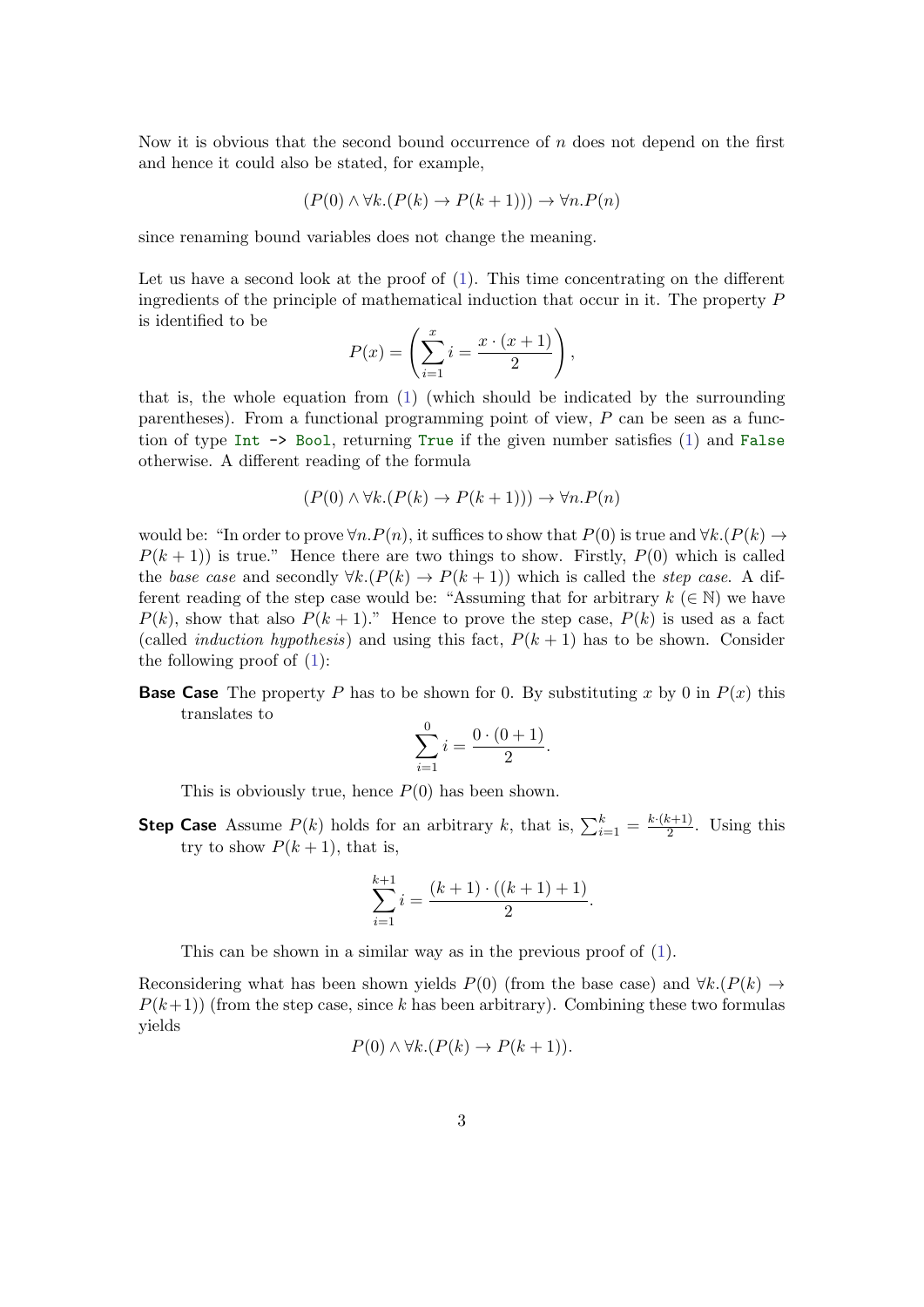Now it is obvious that the second bound occurrence of $n$ does not depend on the first and hence it could also be stated, for example,

$$(P(0) \wedge \forall k.(P(k) \to P(k+1))) \to \forall n.P(n)$$

since renaming bound variables does not change the meaning.

Let us have a second look at the proof of (1). This time concentrating on the different ingredients of the principle of mathematical induction that occur in it. The property $P$ is identified to be

$$P(x) = \left( \sum_{i=1}^{x} i = \frac{x \cdot (x+1)}{2} \right),$$

that is, the whole equation from (1) (which should be indicated by the surrounding parentheses). From a functional programming point of view, $P$ can be seen as a function of type `Int -> Bool`, returning `True` if the given number satisfies (1) and `False` otherwise. A different reading of the formula

$$(P(0) \wedge \forall k.(P(k) \to P(k+1))) \to \forall n.P(n)$$

would be: "In order to prove $\forall n.P(n)$, it suffices to show that $P(0)$ is true and $\forall k.(P(k) \to P(k+1))$ is true." Hence there are two things to show. Firstly, $P(0)$ which is called the *base case* and secondly $\forall k.(P(k) \to P(k+1))$ which is called the *step case*. A different reading of the step case would be: "Assuming that for arbitrary $k$ ($\in \mathbb{N}$) we have $P(k)$, show that also $P(k+1)$." Hence to prove the step case, $P(k)$ is used as a fact (called *induction hypothesis*) and using this fact, $P(k+1)$ has to be shown. Consider the following proof of (1):

**Base Case** The property $P$ has to be shown for 0. By substituting $x$ by 0 in $P(x)$ this translates to

$$\sum_{i=1}^{0} i = \frac{0 \cdot (0+1)}{2}.$$

This is obviously true, hence $P(0)$ has been shown.

**Step Case** Assume $P(k)$ holds for an arbitrary $k$, that is, $\sum_{i=1}^{k} = \frac{k \cdot (k+1)}{2}$. Using this try to show $P(k+1)$, that is,

$$\sum_{i=1}^{k+1} i = \frac{(k+1) \cdot ((k+1)+1)}{2}.$$

This can be shown in a similar way as in the previous proof of (1).

Reconsidering what has been shown yields $P(0)$ (from the base case) and $\forall k.(P(k) \to P(k+1))$ (from the step case, since $k$ has been arbitrary). Combining these two formulas yields

$$P(0) \wedge \forall k.(P(k) \to P(k+1)).$$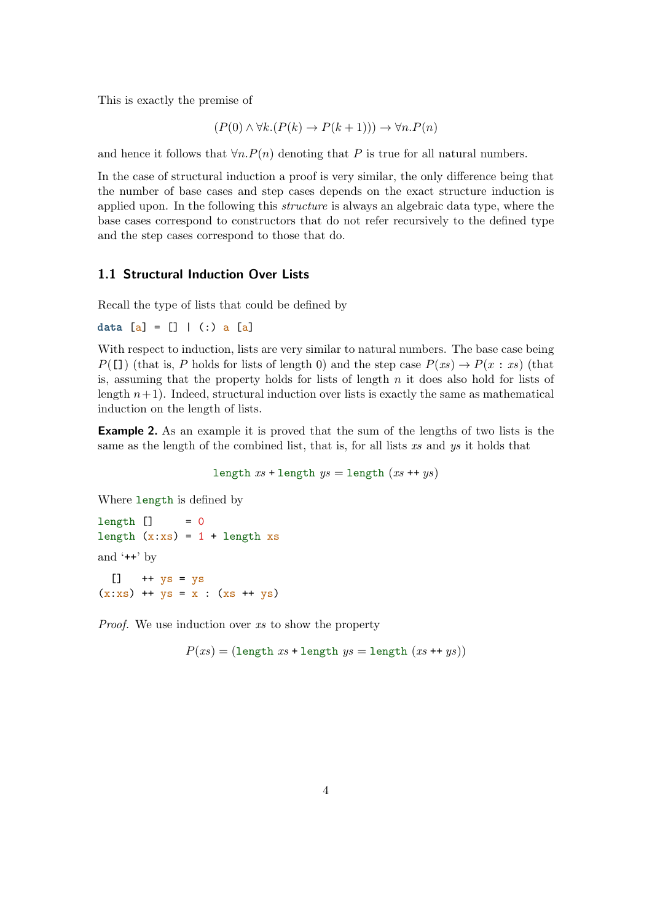This is exactly the premise of

$$(P(0) \wedge \forall k.(P(k) \rightarrow P(k+1))) \rightarrow \forall n.P(n)$$

and hence it follows that $\forall n.P(n)$ denoting that $P$ is true for all natural numbers.

In the case of structural induction a proof is very similar, the only difference being that the number of base cases and step cases depends on the exact structure induction is applied upon. In the following this *structure* is always an algebraic data type, where the base cases correspond to constructors that do not refer recursively to the defined type and the step cases correspond to those that do.

### 1.1 Structural Induction Over Lists

Recall the type of lists that could be defined by

```
data [a] = [] | (:) a [a]
```

With respect to induction, lists are very similar to natural numbers. The base case being $P(\texttt{[]})$ (that is, $P$ holds for lists of length 0) and the step case $P(xs) \rightarrow P(x : xs)$ (that is, assuming that the property holds for lists of length $n$ it does also hold for lists of length $n+1$). Indeed, structural induction over lists is exactly the same as mathematical induction on the length of lists.

**Example 2.** As an example it is proved that the sum of the lengths of two lists is the same as the length of the combined list, that is, for all lists $xs$ and $ys$ it holds that

$$\texttt{length}\ xs + \texttt{length}\ ys = \texttt{length}\ (xs \mathbin{++} ys)$$

Where `length` is defined by

```
length []     = 0
length (x:xs) = 1 + length xs
```

and '++' by

```
  []   ++ ys = ys
(x:xs) ++ ys = x : (xs ++ ys)
```

*Proof.* We use induction over $xs$ to show the property

$$P(xs) = (\texttt{length}\ xs + \texttt{length}\ ys = \texttt{length}\ (xs \mathbin{++} ys))$$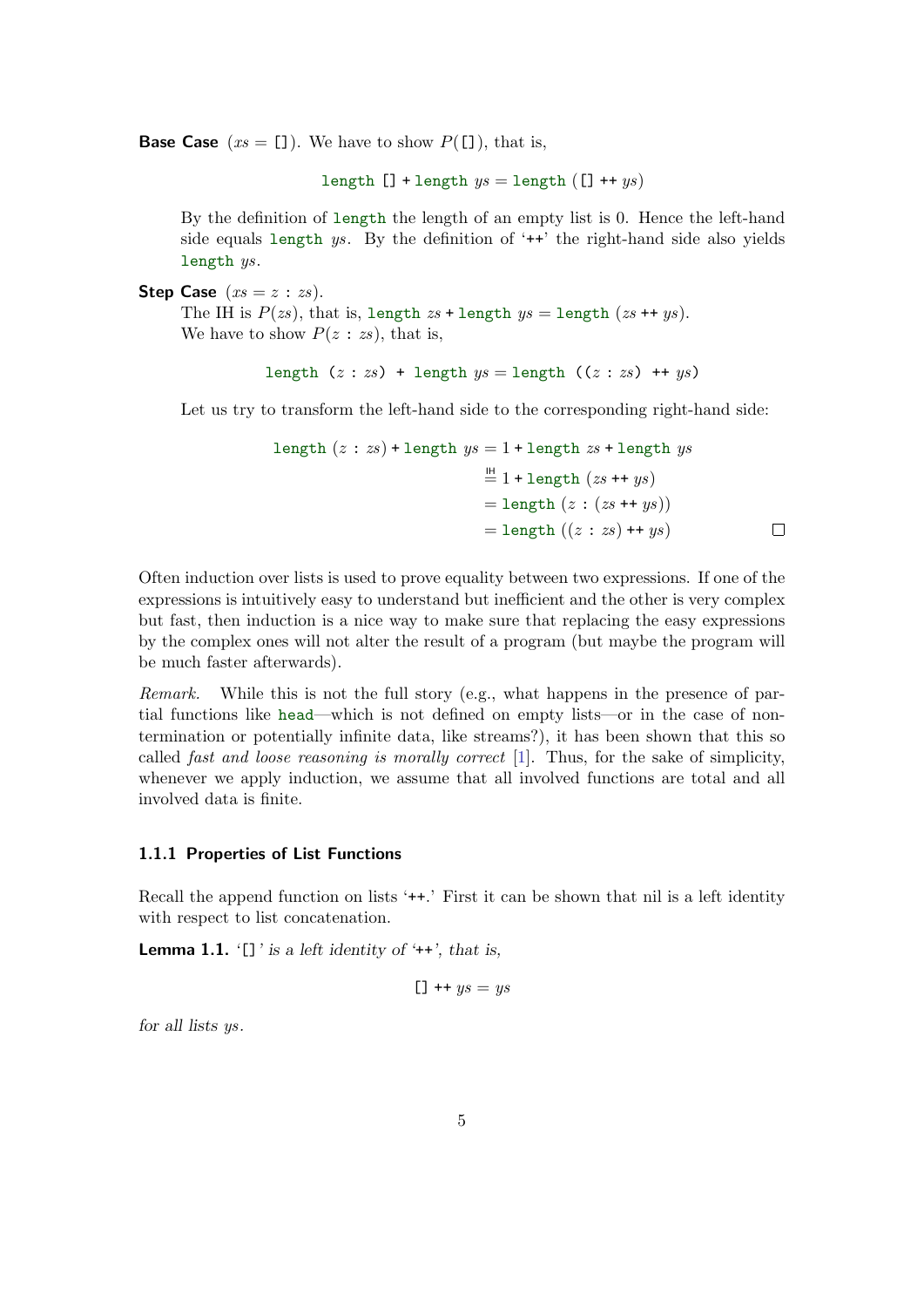**Base Case** ($xs = []$). We have to show $P([])$, that is,

$$\texttt{length}\ [] + \texttt{length}\ ys = \texttt{length}\ ([]\ \texttt{++}\ ys)$$

By the definition of `length` the length of an empty list is 0. Hence the left-hand side equals `length` $ys$. By the definition of '++' the right-hand side also yields `length` $ys$.

**Step Case** ($xs = z : zs$).
The IH is $P(zs)$, that is, $\texttt{length}\ zs + \texttt{length}\ ys = \texttt{length}\ (zs\ \texttt{++}\ ys)$.
We have to show $P(z : zs)$, that is,

$$\texttt{length}\ (z : zs) + \texttt{length}\ ys = \texttt{length}\ ((z : zs)\ \texttt{++}\ ys)$$

Let us try to transform the left-hand side to the corresponding right-hand side:

$$\begin{aligned}
\texttt{length}\ (z : zs) + \texttt{length}\ ys &= 1 + \texttt{length}\ zs + \texttt{length}\ ys \\
&\overset{\text{IH}}{=} 1 + \texttt{length}\ (zs\ \texttt{++}\ ys) \\
&= \texttt{length}\ (z : (zs\ \texttt{++}\ ys)) \\
&= \texttt{length}\ ((z : zs)\ \texttt{++}\ ys)
\end{aligned}$$

□

Often induction over lists is used to prove equality between two expressions. If one of the expressions is intuitively easy to understand but inefficient and the other is very complex but fast, then induction is a nice way to make sure that replacing the easy expressions by the complex ones will not alter the result of a program (but maybe the program will be much faster afterwards).

*Remark.* While this is not the full story (e.g., what happens in the presence of partial functions like `head`—which is not defined on empty lists—or in the case of non-termination or potentially infinite data, like streams?), it has been shown that this so called *fast and loose reasoning is morally correct* [1]. Thus, for the sake of simplicity, whenever we apply induction, we assume that all involved functions are total and all involved data is finite.

### 1.1.1 Properties of List Functions

Recall the append function on lists '++.' First it can be shown that nil is a left identity with respect to list concatenation.

**Lemma 1.1.** *'[]' is a left identity of '++', that is,*

$$[]\ \texttt{++}\ ys = ys$$

*for all lists ys.*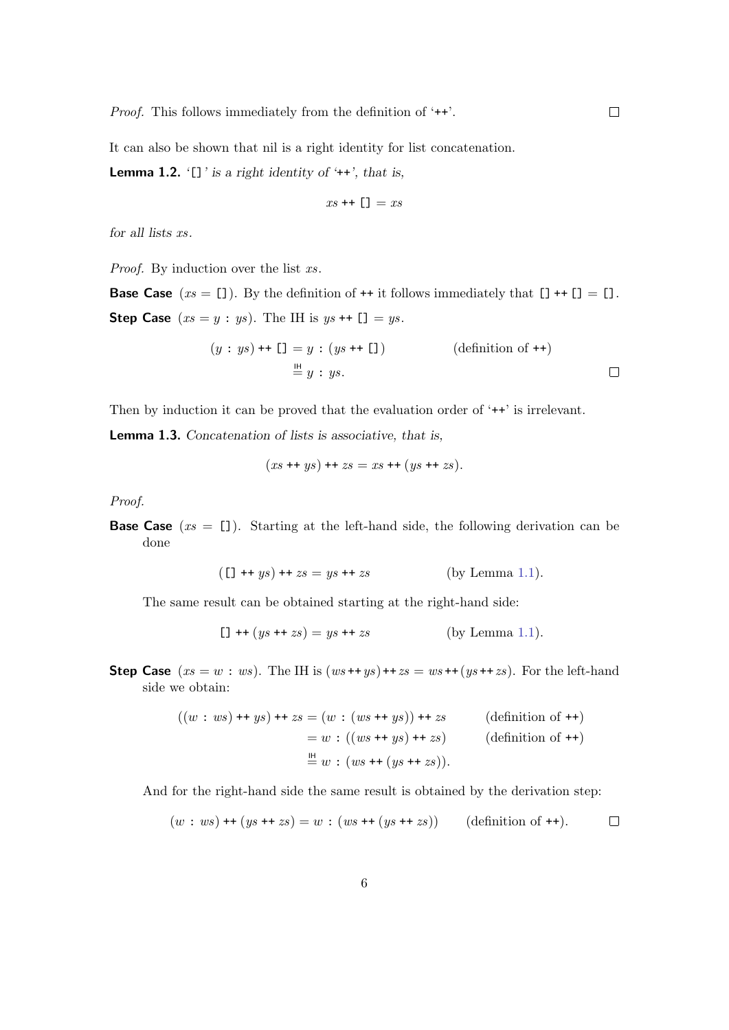*Proof.* This follows immediately from the definition of '++'. ◻

It can also be shown that nil is a right identity for list concatenation.

**Lemma 1.2.** *'[]' is a right identity of '++', that is,*

$$xs \mathbin{+\!\!+} [\,] = xs$$

*for all lists xs.*

*Proof.* By induction over the list $xs$.

**Base Case** ($xs = [\,]$). By the definition of ++ it follows immediately that $[\,] \mathbin{+\!\!+} [\,] = [\,]$.

**Step Case** ($xs = y : ys$). The IH is $ys \mathbin{+\!\!+} [\,] = ys$.

$$\begin{aligned} (y : ys) \mathbin{+\!\!+} [\,] &= y : (ys \mathbin{+\!\!+} [\,]) && \text{(definition of ++)} \\ &\overset{\text{IH}}{=} y : ys. \end{aligned}$$

◻

Then by induction it can be proved that the evaluation order of '++' is irrelevant.

**Lemma 1.3.** *Concatenation of lists is associative, that is,*

$$(xs \mathbin{+\!\!+} ys) \mathbin{+\!\!+} zs = xs \mathbin{+\!\!+} (ys \mathbin{+\!\!+} zs).$$

*Proof.*

**Base Case** ($xs = [\,]$). Starting at the left-hand side, the following derivation can be done

$$([\,] \mathbin{+\!\!+} ys) \mathbin{+\!\!+} zs = ys \mathbin{+\!\!+} zs \qquad \text{(by Lemma 1.1).}$$

The same result can be obtained starting at the right-hand side:

$$[\,] \mathbin{+\!\!+} (ys \mathbin{+\!\!+} zs) = ys \mathbin{+\!\!+} zs \qquad \text{(by Lemma 1.1).}$$

**Step Case** ($xs = w : ws$). The IH is $(ws \mathbin{+\!\!+} ys) \mathbin{+\!\!+} zs = ws \mathbin{+\!\!+} (ys \mathbin{+\!\!+} zs)$. For the left-hand side we obtain:

$$\begin{aligned} ((w : ws) \mathbin{+\!\!+} ys) \mathbin{+\!\!+} zs &= (w : (ws \mathbin{+\!\!+} ys)) \mathbin{+\!\!+} zs && \text{(definition of ++)} \\ &= w : ((ws \mathbin{+\!\!+} ys) \mathbin{+\!\!+} zs) && \text{(definition of ++)} \\ &\overset{\text{IH}}{=} w : (ws \mathbin{+\!\!+} (ys \mathbin{+\!\!+} zs)). \end{aligned}$$

And for the right-hand side the same result is obtained by the derivation step:

$$(w : ws) \mathbin{+\!\!+} (ys \mathbin{+\!\!+} zs) = w : (ws \mathbin{+\!\!+} (ys \mathbin{+\!\!+} zs)) \qquad \text{(definition of ++).}$$

◻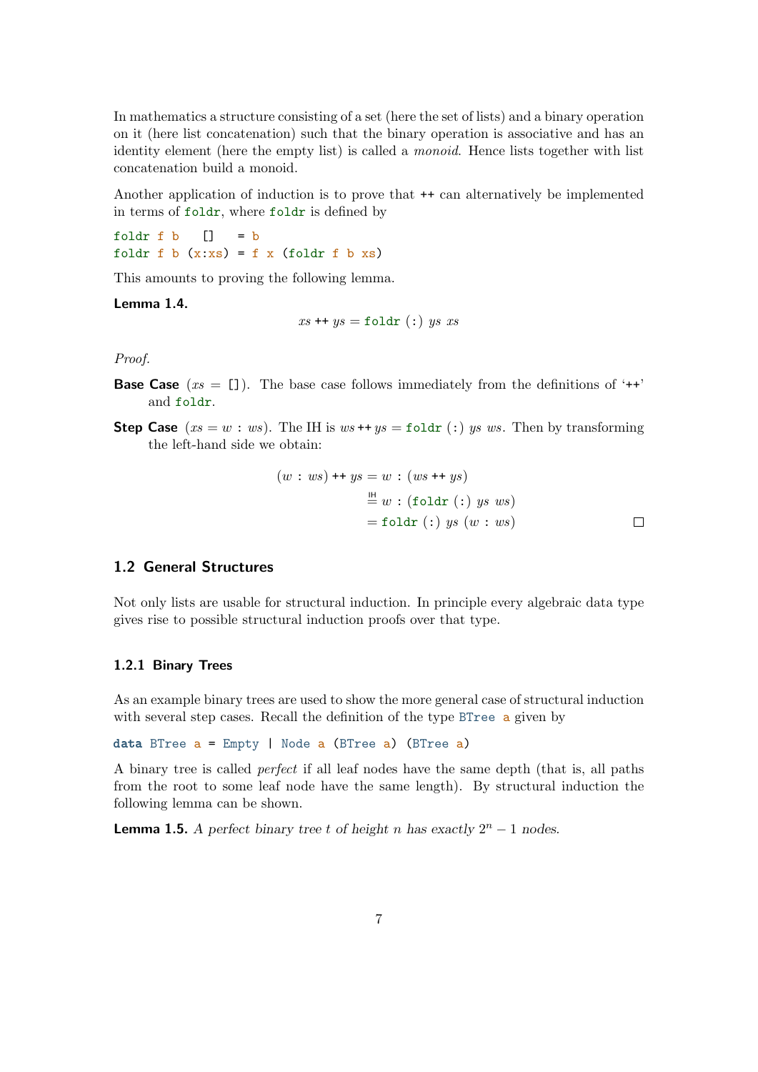In mathematics a structure consisting of a set (here the set of lists) and a binary operation on it (here list concatenation) such that the binary operation is associative and has an identity element (here the empty list) is called a *monoid*. Hence lists together with list concatenation build a monoid.

Another application of induction is to prove that `++` can alternatively be implemented in terms of `foldr`, where `foldr` is defined by

```
foldr f b   []   = b
foldr f b (x:xs) = f x (foldr f b xs)
```

This amounts to proving the following lemma.

**Lemma 1.4.**

$$xs \mathbin{+\!\!+} ys = \texttt{foldr}\ (:)\ ys\ xs$$

*Proof.*

**Base Case** ($xs = [\,]$). The base case follows immediately from the definitions of '++' and `foldr`.

**Step Case** ($xs = w : ws$). The IH is $ws \mathbin{+\!\!+} ys = \texttt{foldr}\ (:)\ ys\ ws$. Then by transforming the left-hand side we obtain:

$$\begin{aligned}
(w : ws) \mathbin{+\!\!+} ys &= w : (ws \mathbin{+\!\!+} ys) \\
&\overset{\text{IH}}{=} w : (\texttt{foldr}\ (:)\ ys\ ws) \\
&= \texttt{foldr}\ (:)\ ys\ (w : ws)
\end{aligned}$$

□

## 1.2 General Structures

Not only lists are usable for structural induction. In principle every algebraic data type gives rise to possible structural induction proofs over that type.

### 1.2.1 Binary Trees

As an example binary trees are used to show the more general case of structural induction with several step cases. Recall the definition of the type `BTree a` given by

```
data BTree a = Empty | Node a (BTree a) (BTree a)
```

A binary tree is called *perfect* if all leaf nodes have the same depth (that is, all paths from the root to some leaf node have the same length). By structural induction the following lemma can be shown.

**Lemma 1.5.** *A perfect binary tree $t$ of height $n$ has exactly $2^n - 1$ nodes.*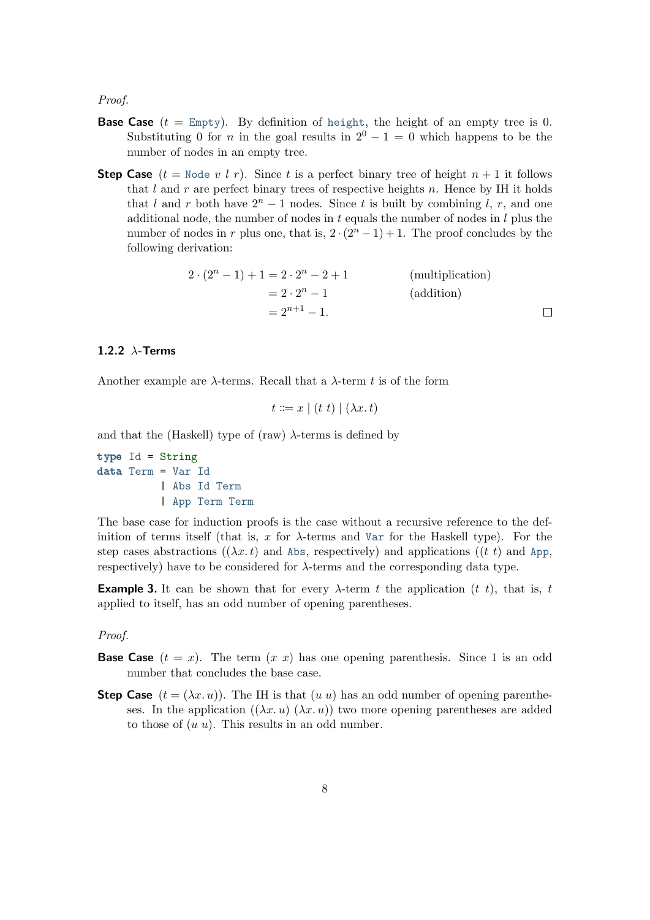*Proof.*

**Base Case** ($t =$ `Empty`). By definition of `height`, the height of an empty tree is 0. Substituting 0 for $n$ in the goal results in $2^0 - 1 = 0$ which happens to be the number of nodes in an empty tree.

**Step Case** ($t =$ `Node` $v\ l\ r$). Since $t$ is a perfect binary tree of height $n + 1$ it follows that $l$ and $r$ are perfect binary trees of respective heights $n$. Hence by IH it holds that $l$ and $r$ both have $2^n - 1$ nodes. Since $t$ is built by combining $l$, $r$, and one additional node, the number of nodes in $t$ equals the number of nodes in $l$ plus the number of nodes in $r$ plus one, that is, $2 \cdot (2^n - 1) + 1$. The proof concludes by the following derivation:

$$
\begin{aligned}
2 \cdot (2^n - 1) + 1 &= 2 \cdot 2^n - 2 + 1 && \text{(multiplication)}\\
&= 2 \cdot 2^n - 1 && \text{(addition)}\\
&= 2^{n+1} - 1.
\end{aligned}
$$

□

### 1.2.2 $\lambda$-Terms

Another example are $\lambda$-terms. Recall that a $\lambda$-term $t$ is of the form

$$t ::= x \mid (t\ t) \mid (\lambda x.\, t)$$

and that the (Haskell) type of (raw) $\lambda$-terms is defined by

```
type Id = String
data Term = Var Id
          | Abs Id Term
          | App Term Term
```

The base case for induction proofs is the case without a recursive reference to the definition of terms itself (that is, $x$ for $\lambda$-terms and `Var` for the Haskell type). For the step cases abstractions ($(\lambda x.\, t)$ and `Abs`, respectively) and applications ($(t\ t)$ and `App`, respectively) have to be considered for $\lambda$-terms and the corresponding data type.

**Example 3.** It can be shown that for every $\lambda$-term $t$ the application $(t\ t)$, that is, $t$ applied to itself, has an odd number of opening parentheses.

*Proof.*

**Base Case** ($t = x$). The term $(x\ x)$ has one opening parenthesis. Since 1 is an odd number that concludes the base case.

**Step Case** ($t = (\lambda x.\, u)$). The IH is that $(u\ u)$ has an odd number of opening parentheses. In the application $((\lambda x.\, u)\ (\lambda x.\, u))$ two more opening parentheses are added to those of $(u\ u)$. This results in an odd number.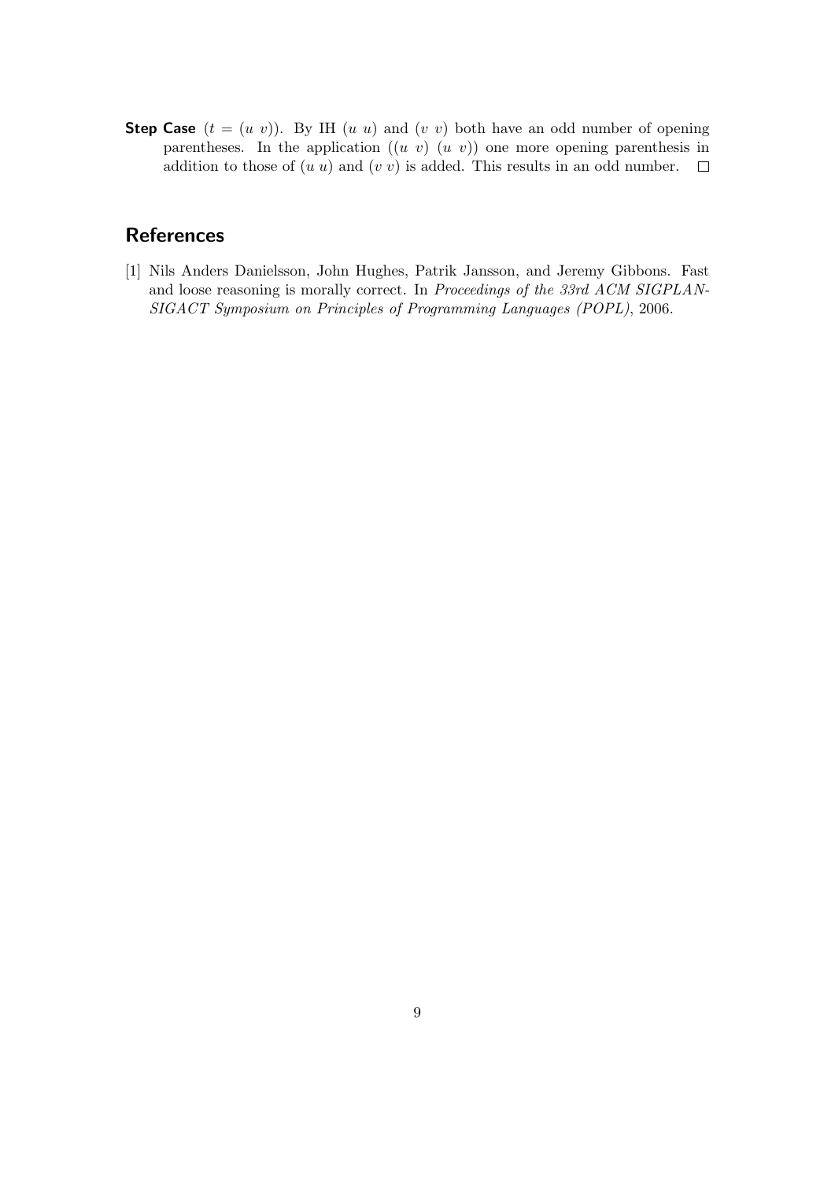**Step Case** ($t = (u\ v)$). By IH $(u\ u)$ and $(v\ v)$ both have an odd number of opening parentheses. In the application $((u\ v)\ (u\ v))$ one more opening parenthesis in addition to those of $(u\ u)$ and $(v\ v)$ is added. This results in an odd number. $\square$

## References

[1] Nils Anders Danielsson, John Hughes, Patrik Jansson, and Jeremy Gibbons. Fast and loose reasoning is morally correct. In *Proceedings of the 33rd ACM SIGPLAN-SIGACT Symposium on Principles of Programming Languages (POPL)*, 2006.